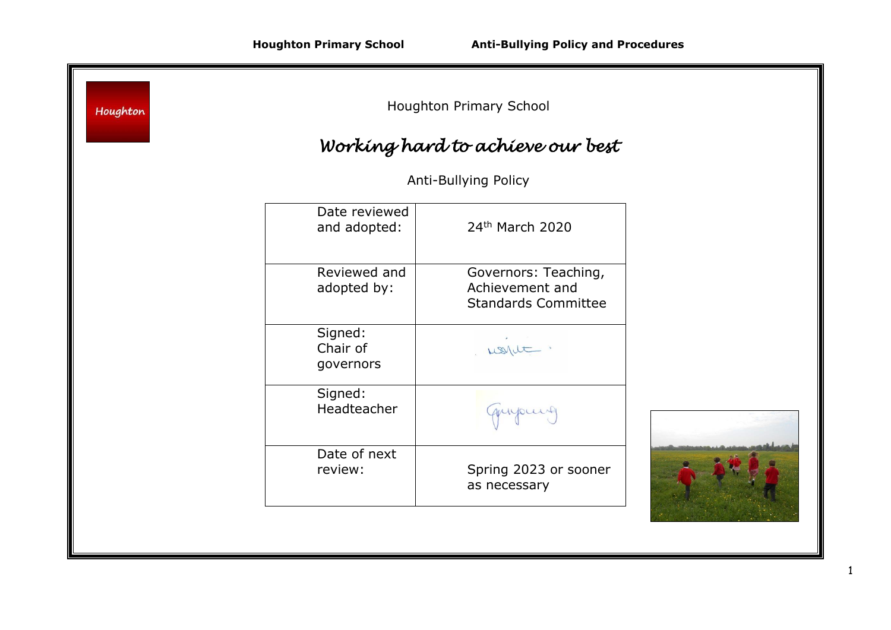Houghton Primary School

# *Working hard to achieve our best*

## Anti-Bullying Policy

| | |
|---|---|
| Date reviewed and adopted: | 24th March 2020 |
| Reviewed and adopted by: | Governors: Teaching, Achievement and Standards Committee |
| Signed: Chair of governors | |
| Signed: Headteacher | |
| Date of next review: | Spring 2023 or sooner as necessary |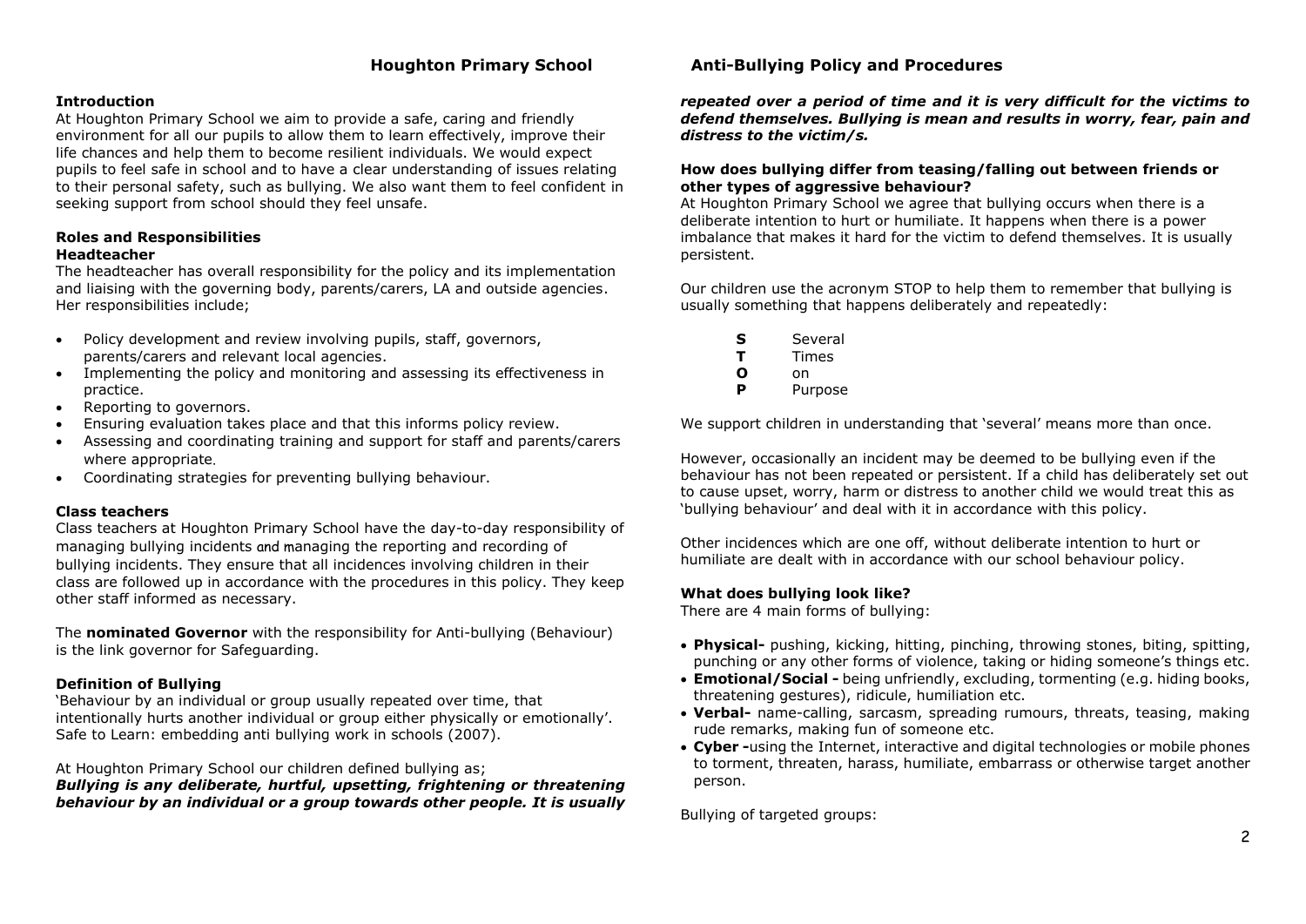# Houghton Primary School Anti-Bullying Policy and Procedures

## Introduction

At Houghton Primary School we aim to provide a safe, caring and friendly environment for all our pupils to allow them to learn effectively, improve their life chances and help them to become resilient individuals. We would expect pupils to feel safe in school and to have a clear understanding of issues relating to their personal safety, such as bullying. We also want them to feel confident in seeking support from school should they feel unsafe.

## Roles and Responsibilities

### Headteacher

The headteacher has overall responsibility for the policy and its implementation and liaising with the governing body, parents/carers, LA and outside agencies. Her responsibilities include;

- Policy development and review involving pupils, staff, governors, parents/carers and relevant local agencies.
- Implementing the policy and monitoring and assessing its effectiveness in practice.
- Reporting to governors.
- Ensuring evaluation takes place and that this informs policy review.
- Assessing and coordinating training and support for staff and parents/carers where appropriate.
- Coordinating strategies for preventing bullying behaviour.

### Class teachers

Class teachers at Houghton Primary School have the day-to-day responsibility of managing bullying incidents and managing the reporting and recording of bullying incidents. They ensure that all incidences involving children in their class are followed up in accordance with the procedures in this policy. They keep other staff informed as necessary.

The **nominated Governor** with the responsibility for Anti-bullying (Behaviour) is the link governor for Safeguarding.

## Definition of Bullying

'Behaviour by an individual or group usually repeated over time, that intentionally hurts another individual or group either physically or emotionally'. Safe to Learn: embedding anti bullying work in schools (2007).

At Houghton Primary School our children defined bullying as;

***Bullying is any deliberate, hurtful, upsetting, frightening or threatening behaviour by an individual or a group towards other people. It is usually repeated over a period of time and it is very difficult for the victims to defend themselves. Bullying is mean and results in worry, fear, pain and distress to the victim/s.***

### How does bullying differ from teasing/falling out between friends or other types of aggressive behaviour?

At Houghton Primary School we agree that bullying occurs when there is a deliberate intention to hurt or humiliate. It happens when there is a power imbalance that makes it hard for the victim to defend themselves. It is usually persistent.

Our children use the acronym STOP to help them to remember that bullying is usually something that happens deliberately and repeatedly:

**S** Several
**T** Times
**O** on
**P** Purpose

We support children in understanding that 'several' means more than once.

However, occasionally an incident may be deemed to be bullying even if the behaviour has not been repeated or persistent. If a child has deliberately set out to cause upset, worry, harm or distress to another child we would treat this as 'bullying behaviour' and deal with it in accordance with this policy.

Other incidences which are one off, without deliberate intention to hurt or humiliate are dealt with in accordance with our school behaviour policy.

### What does bullying look like?

There are 4 main forms of bullying:

- **Physical-** pushing, kicking, hitting, pinching, throwing stones, biting, spitting, punching or any other forms of violence, taking or hiding someone's things etc.
- **Emotional/Social -** being unfriendly, excluding, tormenting (e.g. hiding books, threatening gestures), ridicule, humiliation etc.
- **Verbal-** name-calling, sarcasm, spreading rumours, threats, teasing, making rude remarks, making fun of someone etc.
- **Cyber -**using the Internet, interactive and digital technologies or mobile phones to torment, threaten, harass, humiliate, embarrass or otherwise target another person.

Bullying of targeted groups: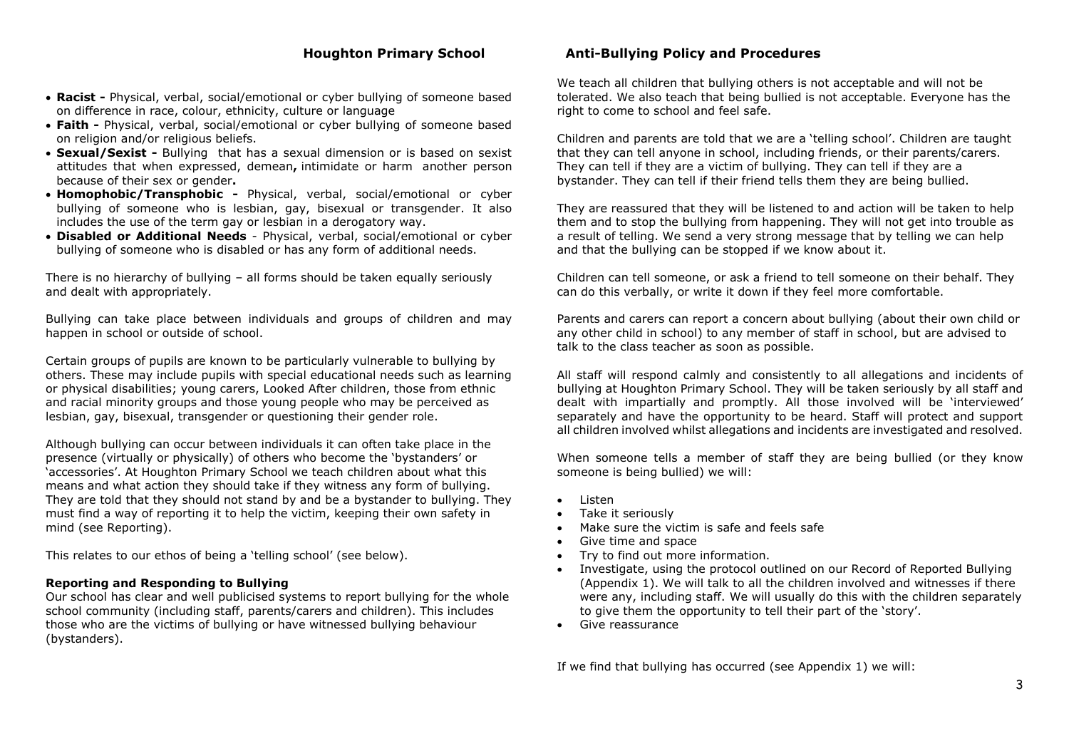- **Racist -** Physical, verbal, social/emotional or cyber bullying of someone based on difference in race, colour, ethnicity, culture or language
- **Faith -** Physical, verbal, social/emotional or cyber bullying of someone based on religion and/or religious beliefs.
- **Sexual/Sexist -** Bullying that has a sexual dimension or is based on sexist attitudes that when expressed, demean**,** intimidate or harm another person because of their sex or gender**.**
- **Homophobic/Transphobic -** Physical, verbal, social/emotional or cyber bullying of someone who is lesbian, gay, bisexual or transgender. It also includes the use of the term gay or lesbian in a derogatory way.
- **Disabled or Additional Needs** - Physical, verbal, social/emotional or cyber bullying of someone who is disabled or has any form of additional needs.

There is no hierarchy of bullying – all forms should be taken equally seriously and dealt with appropriately.

Bullying can take place between individuals and groups of children and may happen in school or outside of school.

Certain groups of pupils are known to be particularly vulnerable to bullying by others. These may include pupils with special educational needs such as learning or physical disabilities; young carers, Looked After children, those from ethnic and racial minority groups and those young people who may be perceived as lesbian, gay, bisexual, transgender or questioning their gender role.

Although bullying can occur between individuals it can often take place in the presence (virtually or physically) of others who become the 'bystanders' or 'accessories'. At Houghton Primary School we teach children about what this means and what action they should take if they witness any form of bullying. They are told that they should not stand by and be a bystander to bullying. They must find a way of reporting it to help the victim, keeping their own safety in mind (see Reporting).

This relates to our ethos of being a 'telling school' (see below).

### Reporting and Responding to Bullying

Our school has clear and well publicised systems to report bullying for the whole school community (including staff, parents/carers and children). This includes those who are the victims of bullying or have witnessed bullying behaviour (bystanders).

We teach all children that bullying others is not acceptable and will not be tolerated. We also teach that being bullied is not acceptable. Everyone has the right to come to school and feel safe.

Children and parents are told that we are a 'telling school'. Children are taught that they can tell anyone in school, including friends, or their parents/carers. They can tell if they are a victim of bullying. They can tell if they are a bystander. They can tell if their friend tells them they are being bullied.

They are reassured that they will be listened to and action will be taken to help them and to stop the bullying from happening. They will not get into trouble as a result of telling. We send a very strong message that by telling we can help and that the bullying can be stopped if we know about it.

Children can tell someone, or ask a friend to tell someone on their behalf. They can do this verbally, or write it down if they feel more comfortable.

Parents and carers can report a concern about bullying (about their own child or any other child in school) to any member of staff in school, but are advised to talk to the class teacher as soon as possible.

All staff will respond calmly and consistently to all allegations and incidents of bullying at Houghton Primary School. They will be taken seriously by all staff and dealt with impartially and promptly. All those involved will be 'interviewed' separately and have the opportunity to be heard. Staff will protect and support all children involved whilst allegations and incidents are investigated and resolved.

When someone tells a member of staff they are being bullied (or they know someone is being bullied) we will:

- Listen
- Take it seriously
- Make sure the victim is safe and feels safe
- Give time and space
- Try to find out more information.
- Investigate, using the protocol outlined on our Record of Reported Bullying (Appendix 1). We will talk to all the children involved and witnesses if there were any, including staff. We will usually do this with the children separately to give them the opportunity to tell their part of the 'story'.
- Give reassurance

If we find that bullying has occurred (see Appendix 1) we will: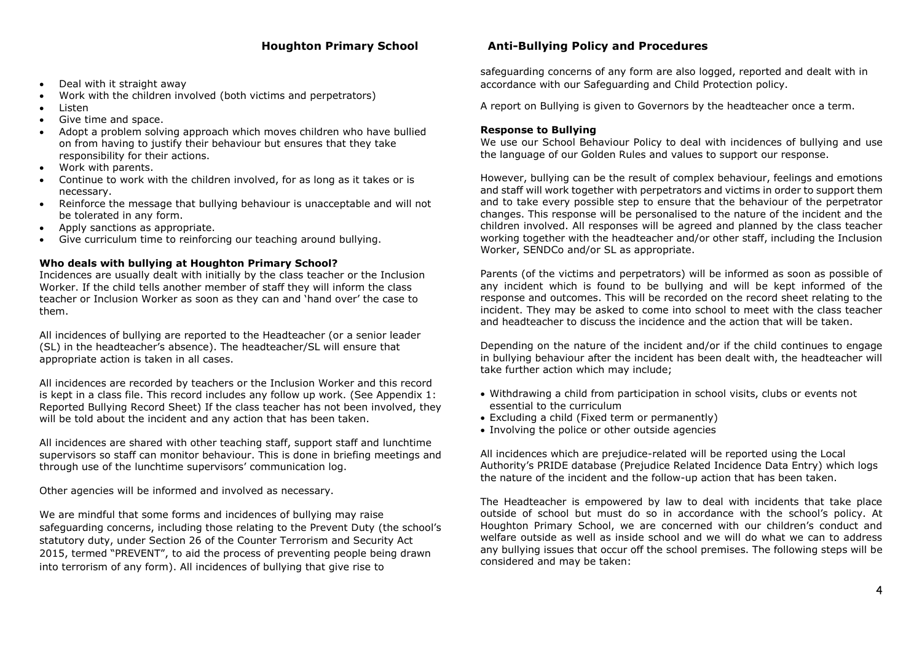- Deal with it straight away
- Work with the children involved (both victims and perpetrators)
- Listen
- Give time and space.
- Adopt a problem solving approach which moves children who have bullied on from having to justify their behaviour but ensures that they take responsibility for their actions.
- Work with parents.
- Continue to work with the children involved, for as long as it takes or is necessary.
- Reinforce the message that bullying behaviour is unacceptable and will not be tolerated in any form.
- Apply sanctions as appropriate.
- Give curriculum time to reinforcing our teaching around bullying.

**Who deals with bullying at Houghton Primary School?**

Incidences are usually dealt with initially by the class teacher or the Inclusion Worker. If the child tells another member of staff they will inform the class teacher or Inclusion Worker as soon as they can and 'hand over' the case to them.

All incidences of bullying are reported to the Headteacher (or a senior leader (SL) in the headteacher's absence). The headteacher/SL will ensure that appropriate action is taken in all cases.

All incidences are recorded by teachers or the Inclusion Worker and this record is kept in a class file. This record includes any follow up work. (See Appendix 1: Reported Bullying Record Sheet) If the class teacher has not been involved, they will be told about the incident and any action that has been taken.

All incidences are shared with other teaching staff, support staff and lunchtime supervisors so staff can monitor behaviour. This is done in briefing meetings and through use of the lunchtime supervisors' communication log.

Other agencies will be informed and involved as necessary.

We are mindful that some forms and incidences of bullying may raise safeguarding concerns, including those relating to the Prevent Duty (the school's statutory duty, under Section 26 of the Counter Terrorism and Security Act 2015, termed "PREVENT", to aid the process of preventing people being drawn into terrorism of any form). All incidences of bullying that give rise to safeguarding concerns of any form are also logged, reported and dealt with in accordance with our Safeguarding and Child Protection policy.

A report on Bullying is given to Governors by the headteacher once a term.

**Response to Bullying**

We use our School Behaviour Policy to deal with incidences of bullying and use the language of our Golden Rules and values to support our response.

However, bullying can be the result of complex behaviour, feelings and emotions and staff will work together with perpetrators and victims in order to support them and to take every possible step to ensure that the behaviour of the perpetrator changes. This response will be personalised to the nature of the incident and the children involved. All responses will be agreed and planned by the class teacher working together with the headteacher and/or other staff, including the Inclusion Worker, SENDCo and/or SL as appropriate.

Parents (of the victims and perpetrators) will be informed as soon as possible of any incident which is found to be bullying and will be kept informed of the response and outcomes. This will be recorded on the record sheet relating to the incident. They may be asked to come into school to meet with the class teacher and headteacher to discuss the incidence and the action that will be taken.

Depending on the nature of the incident and/or if the child continues to engage in bullying behaviour after the incident has been dealt with, the headteacher will take further action which may include;

- Withdrawing a child from participation in school visits, clubs or events not essential to the curriculum
- Excluding a child (Fixed term or permanently)
- Involving the police or other outside agencies

All incidences which are prejudice-related will be reported using the Local Authority's PRIDE database (Prejudice Related Incidence Data Entry) which logs the nature of the incident and the follow-up action that has been taken.

The Headteacher is empowered by law to deal with incidents that take place outside of school but must do so in accordance with the school's policy. At Houghton Primary School, we are concerned with our children's conduct and welfare outside as well as inside school and we will do what we can to address any bullying issues that occur off the school premises. The following steps will be considered and may be taken: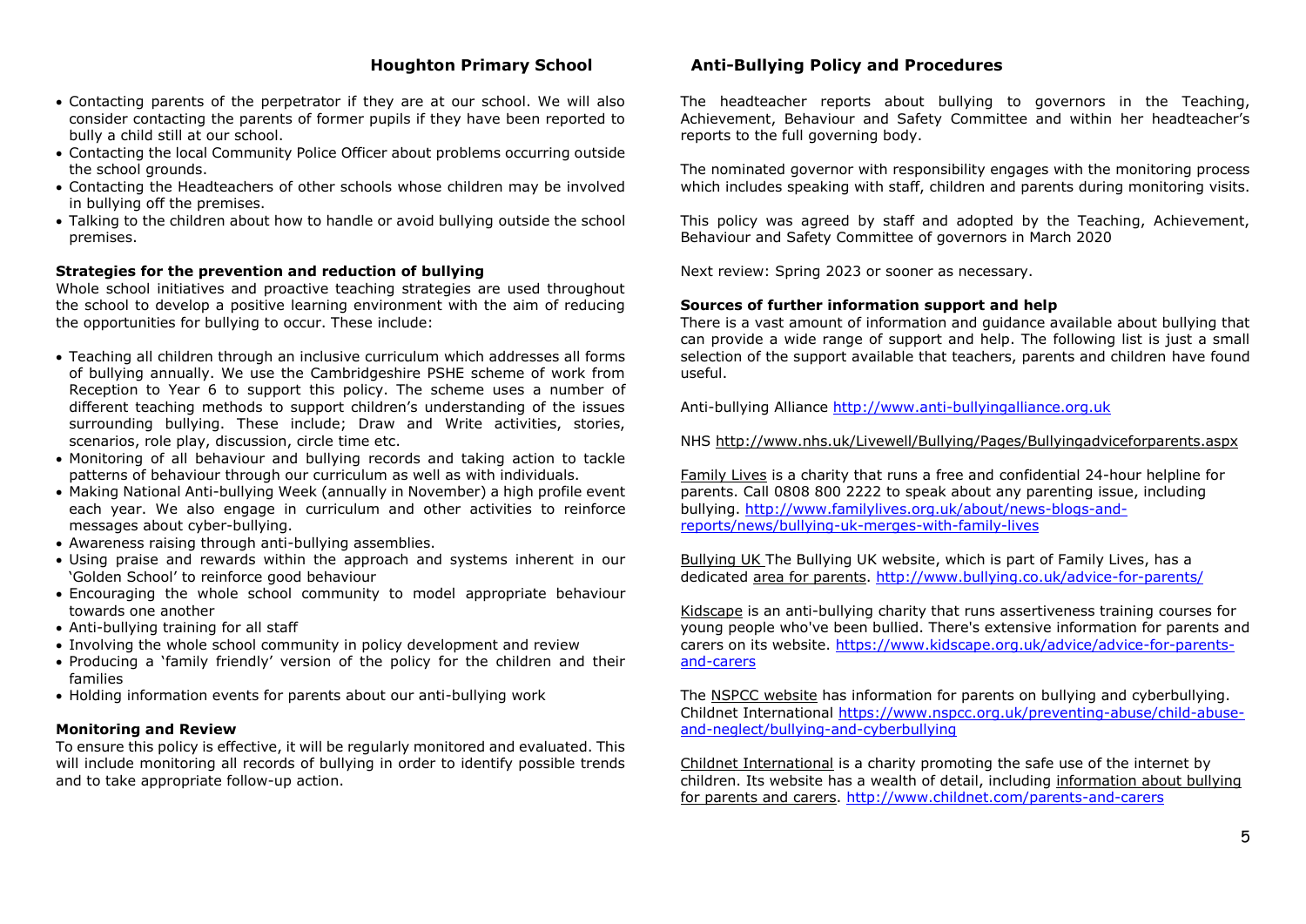- Contacting parents of the perpetrator if they are at our school. We will also consider contacting the parents of former pupils if they have been reported to bully a child still at our school.
- Contacting the local Community Police Officer about problems occurring outside the school grounds.
- Contacting the Headteachers of other schools whose children may be involved in bullying off the premises.
- Talking to the children about how to handle or avoid bullying outside the school premises.

**Strategies for the prevention and reduction of bullying**

Whole school initiatives and proactive teaching strategies are used throughout the school to develop a positive learning environment with the aim of reducing the opportunities for bullying to occur. These include:

- Teaching all children through an inclusive curriculum which addresses all forms of bullying annually. We use the Cambridgeshire PSHE scheme of work from Reception to Year 6 to support this policy. The scheme uses a number of different teaching methods to support children's understanding of the issues surrounding bullying. These include; Draw and Write activities, stories, scenarios, role play, discussion, circle time etc.
- Monitoring of all behaviour and bullying records and taking action to tackle patterns of behaviour through our curriculum as well as with individuals.
- Making National Anti-bullying Week (annually in November) a high profile event each year. We also engage in curriculum and other activities to reinforce messages about cyber-bullying.
- Awareness raising through anti-bullying assemblies.
- Using praise and rewards within the approach and systems inherent in our 'Golden School' to reinforce good behaviour
- Encouraging the whole school community to model appropriate behaviour towards one another
- Anti-bullying training for all staff
- Involving the whole school community in policy development and review
- Producing a 'family friendly' version of the policy for the children and their families
- Holding information events for parents about our anti-bullying work

**Monitoring and Review**

To ensure this policy is effective, it will be regularly monitored and evaluated. This will include monitoring all records of bullying in order to identify possible trends and to take appropriate follow-up action.

The headteacher reports about bullying to governors in the Teaching, Achievement, Behaviour and Safety Committee and within her headteacher's reports to the full governing body.

The nominated governor with responsibility engages with the monitoring process which includes speaking with staff, children and parents during monitoring visits.

This policy was agreed by staff and adopted by the Teaching, Achievement, Behaviour and Safety Committee of governors in March 2020

Next review: Spring 2023 or sooner as necessary.

**Sources of further information support and help**

There is a vast amount of information and guidance available about bullying that can provide a wide range of support and help. The following list is just a small selection of the support available that teachers, parents and children have found useful.

Anti-bullying Alliance http://www.anti-bullyingalliance.org.uk

NHS http://www.nhs.uk/Livewell/Bullying/Pages/Bullyingadviceforparents.aspx

Family Lives is a charity that runs a free and confidential 24-hour helpline for parents. Call 0808 800 2222 to speak about any parenting issue, including bullying. http://www.familylives.org.uk/about/news-blogs-and-reports/news/bullying-uk-merges-with-family-lives

Bullying UK The Bullying UK website, which is part of Family Lives, has a dedicated area for parents. http://www.bullying.co.uk/advice-for-parents/

Kidscape is an anti-bullying charity that runs assertiveness training courses for young people who've been bullied. There's extensive information for parents and carers on its website. https://www.kidscape.org.uk/advice/advice-for-parents-and-carers

The NSPCC website has information for parents on bullying and cyberbullying. Childnet International https://www.nspcc.org.uk/preventing-abuse/child-abuse-and-neglect/bullying-and-cyberbullying

Childnet International is a charity promoting the safe use of the internet by children. Its website has a wealth of detail, including information about bullying for parents and carers. http://www.childnet.com/parents-and-carers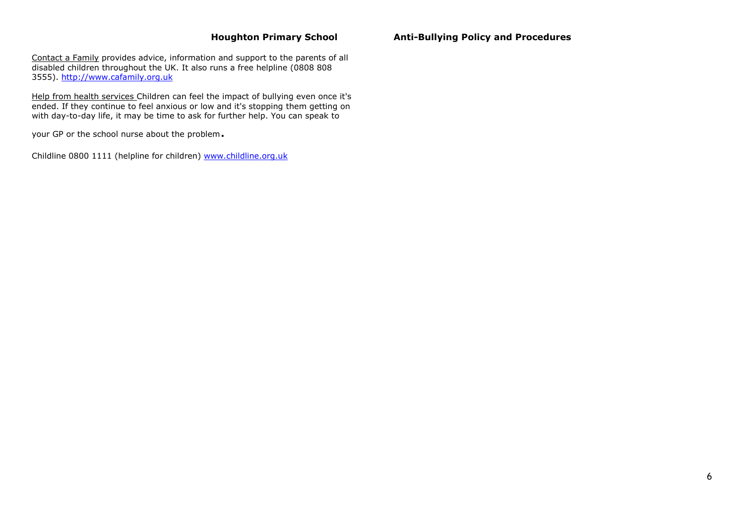Contact a Family provides advice, information and support to the parents of all disabled children throughout the UK. It also runs a free helpline (0808 808 3555). http://www.cafamily.org.uk

Help from health services Children can feel the impact of bullying even once it's ended. If they continue to feel anxious or low and it's stopping them getting on with day-to-day life, it may be time to ask for further help. You can speak to your GP or the school nurse about the problem.

Childline 0800 1111 (helpline for children) www.childline.org.uk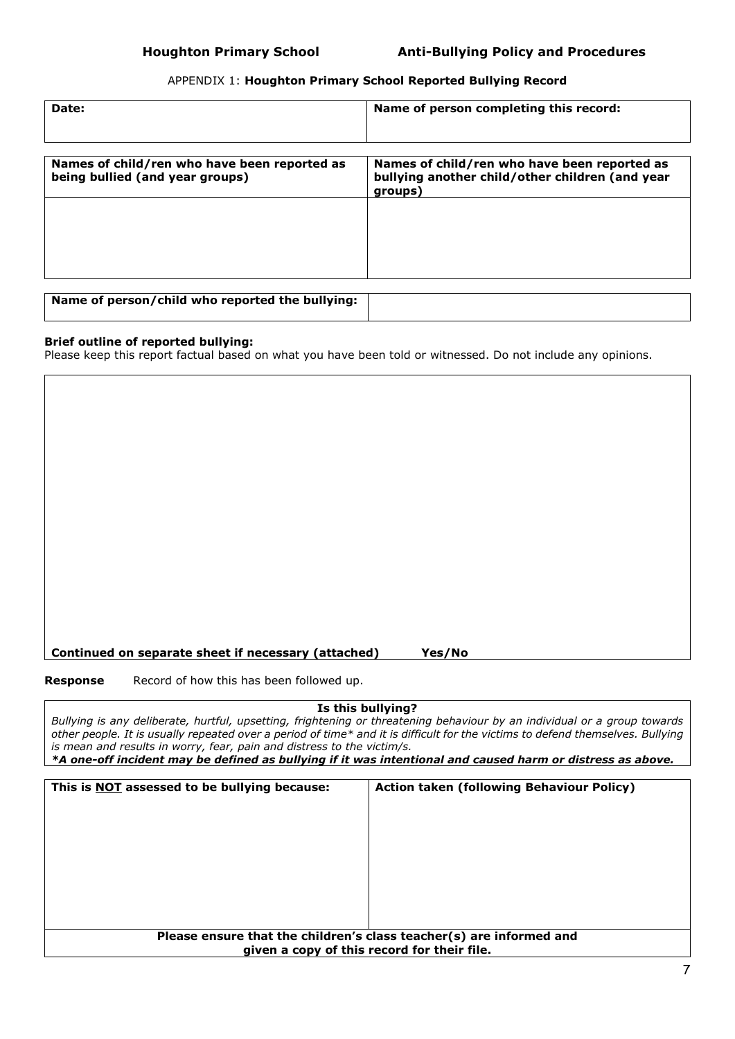APPENDIX 1: **Houghton Primary School Reported Bullying Record**

| **Date:** | **Name of person completing this record:** |
|---|---|
| | |

| **Names of child/ren who have been reported as being bullied (and year groups)** | **Names of child/ren who have been reported as bullying another child/other children (and year groups)** |
|---|---|
| | |

| **Name of person/child who reported the bullying:** | |
|---|---|

**Brief outline of reported bullying:**
Please keep this report factual based on what you have been told or witnessed. Do not include any opinions.

**Continued on separate sheet if necessary (attached) Yes/No**

**Response** Record of how this has been followed up.

**Is this bullying?**

*Bullying is any deliberate, hurtful, upsetting, frightening or threatening behaviour by an individual or a group towards other people. It is usually repeated over a period of time* and it is difficult for the victims to defend themselves. Bullying is mean and results in worry, fear, pain and distress to the victim/s.*

***A one-off incident may be defined as bullying if it was intentional and caused harm or distress as above.***

| **This is NOT assessed to be bullying because:** | **Action taken (following Behaviour Policy)** |
|---|---|
| | |

**Please ensure that the children's class teacher(s) are informed and given a copy of this record for their file.**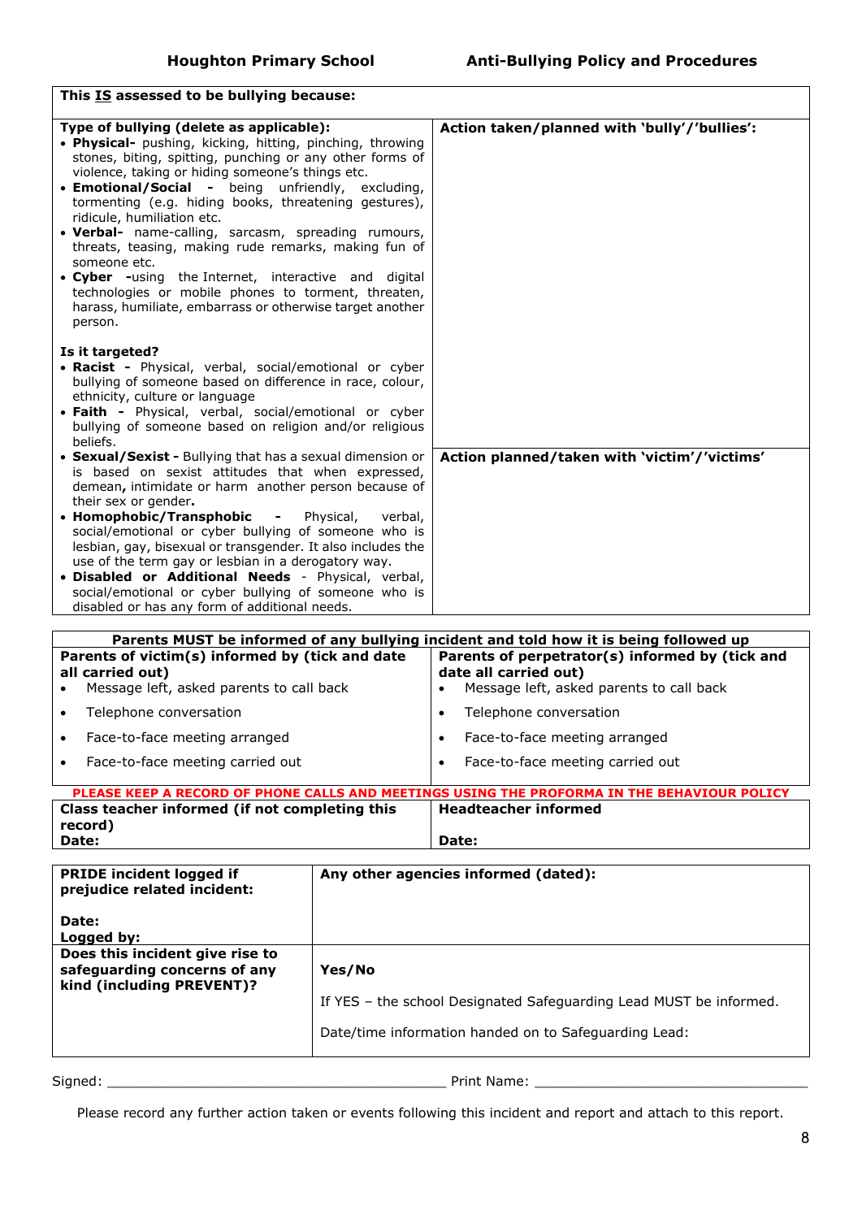| This **IS** assessed to be bullying because: | |
|---|---|
| **Type of bullying (delete as applicable):**<br>• **Physical-** pushing, kicking, hitting, pinching, throwing stones, biting, spitting, punching or any other forms of violence, taking or hiding someone's things etc.<br>• **Emotional/Social -** being unfriendly, excluding, tormenting (e.g. hiding books, threatening gestures), ridicule, humiliation etc.<br>• **Verbal-** name-calling, sarcasm, spreading rumours, threats, teasing, making rude remarks, making fun of someone etc.<br>• **Cyber -**using the Internet, interactive and digital technologies or mobile phones to torment, threaten, harass, humiliate, embarrass or otherwise target another person.<br><br>**Is it targeted?**<br>• **Racist -** Physical, verbal, social/emotional or cyber bullying of someone based on difference in race, colour, ethnicity, culture or language<br>• **Faith -** Physical, verbal, social/emotional or cyber bullying of someone based on religion and/or religious beliefs.<br>• **Sexual/Sexist -** Bullying that has a sexual dimension or is based on sexist attitudes that when expressed, demean**,** intimidate or harm another person because of their sex or gender**.**<br>• **Homophobic/Transphobic -** Physical, verbal, social/emotional or cyber bullying of someone who is lesbian, gay, bisexual or transgender. It also includes the use of the term gay or lesbian in a derogatory way.<br>• **Disabled or Additional Needs** - Physical, verbal, social/emotional or cyber bullying of someone who is disabled or has any form of additional needs. | **Action taken/planned with 'bully'/'bullies':**<br><br><br><br><br><br><br><br><br><br><br><br><br><br>**Action planned/taken with 'victim'/'victims'** |

| Parents MUST be informed of any bullying incident and told how it is being followed up | |
|---|---|
| **Parents of victim(s) informed by (tick and date all carried out)**<br>• Message left, asked parents to call back<br>• Telephone conversation<br>• Face-to-face meeting arranged<br>• Face-to-face meeting carried out | **Parents of perpetrator(s) informed by (tick and date all carried out)**<br>• Message left, asked parents to call back<br>• Telephone conversation<br>• Face-to-face meeting arranged<br>• Face-to-face meeting carried out |

**PLEASE KEEP A RECORD OF PHONE CALLS AND MEETINGS USING THE PROFORMA IN THE BEHAVIOUR POLICY**

| Class teacher informed (if not completing this record)<br>Date: | Headteacher informed<br><br>Date: |
|---|---|

| PRIDE incident logged if prejudice related incident:<br><br>Date:<br>Logged by: | Any other agencies informed (dated): |
|---|---|
| **Does this incident give rise to safeguarding concerns of any kind (including PREVENT)?** | **Yes/No**<br><br>If YES – the school Designated Safeguarding Lead MUST be informed.<br><br>Date/time information handed on to Safeguarding Lead: |

Signed: ________________________________________ Print Name: ________________________________

Please record any further action taken or events following this incident and report and attach to this report.